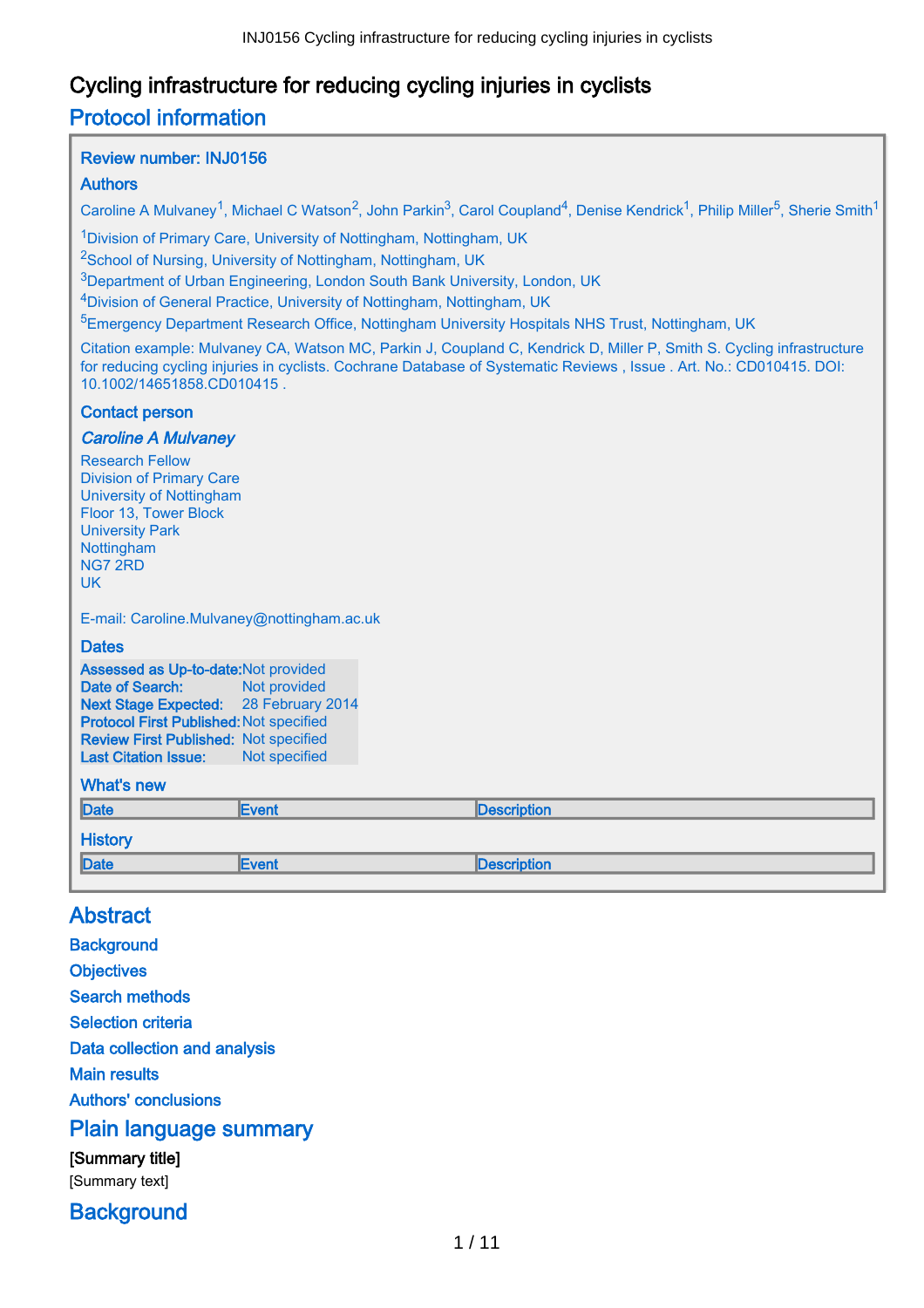# Cycling infrastructure for reducing cycling injuries in cyclists

## Protocol information

### Review number: INJ0156

### Authors

Caroline A Mulvaney[1], Michael C Watson[2], John Parkin[3], Carol Coupland[4], Denise Kendrick[1], Philip Miller[5], Sherie Smith[1]

[1]Division of Primary Care, University of Nottingham, Nottingham, UK
[2]School of Nursing, University of Nottingham, Nottingham, UK
[3]Department of Urban Engineering, London South Bank University, London, UK
[4]Division of General Practice, University of Nottingham, Nottingham, UK
[5]Emergency Department Research Office, Nottingham University Hospitals NHS Trust, Nottingham, UK

Citation example: Mulvaney CA, Watson MC, Parkin J, Coupland C, Kendrick D, Miller P, Smith S. Cycling infrastructure for reducing cycling injuries in cyclists. Cochrane Database of Systematic Reviews , Issue . Art. No.: CD010415. DOI: 10.1002/14651858.CD010415 .

### Contact person

***Caroline A Mulvaney***

Research Fellow
Division of Primary Care
University of Nottingham
Floor 13, Tower Block
University Park
Nottingham
NG7 2RD
UK

E-mail: Caroline.Mulvaney@nottingham.ac.uk

### Dates

| | |
|---|---|
| **Assessed as Up-to-date:** | Not provided |
| **Date of Search:** | Not provided |
| **Next Stage Expected:** | 28 February 2014 |
| **Protocol First Published:** | Not specified |
| **Review First Published:** | Not specified |
| **Last Citation Issue:** | Not specified |

### What's new

| Date | Event | Description |
|---|---|---|

### History

| Date | Event | Description |
|---|---|---|

## Abstract

### Background

### Objectives

### Search methods

### Selection criteria

### Data collection and analysis

### Main results

### Authors' conclusions

## Plain language summary

**[Summary title]**

[Summary text]

## Background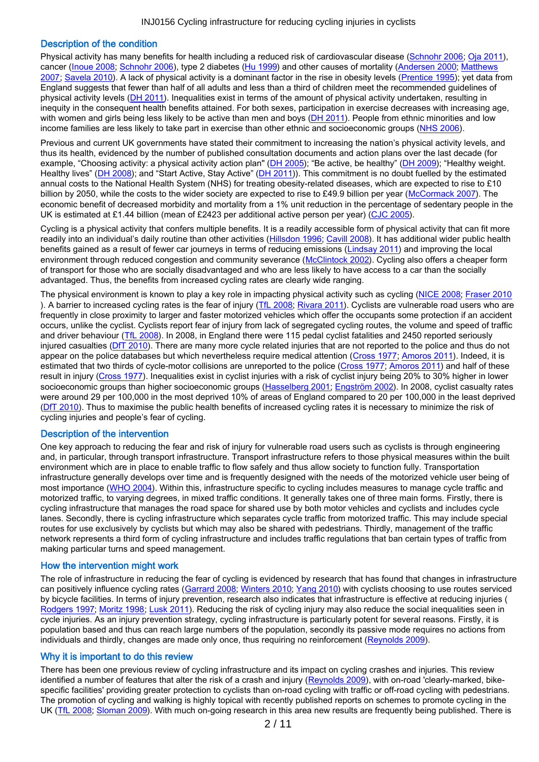## Description of the condition

Physical activity has many benefits for health including a reduced risk of cardiovascular disease (Schnohr 2006; Oja 2011), cancer (Inoue 2008; Schnohr 2006), type 2 diabetes (Hu 1999) and other causes of mortality (Andersen 2000; Matthews 2007; Savela 2010). A lack of physical activity is a dominant factor in the rise in obesity levels (Prentice 1995); yet data from England suggests that fewer than half of all adults and less than a third of children meet the recommended guidelines of physical activity levels (DH 2011). Inequalities exist in terms of the amount of physical activity undertaken, resulting in inequity in the consequent health benefits attained. For both sexes, participation in exercise decreases with increasing age, with women and girls being less likely to be active than men and boys (DH 2011). People from ethnic minorities and low income families are less likely to take part in exercise than other ethnic and socioeconomic groups (NHS 2006).

Previous and current UK governments have stated their commitment to increasing the nation's physical activity levels, and thus its health, evidenced by the number of published consultation documents and action plans over the last decade (for example, "Choosing activity: a physical activity action plan" (DH 2005); "Be active, be healthy" (DH 2009); "Healthy weight. Healthy lives" (DH 2008); and "Start Active, Stay Active" (DH 2011)). This commitment is no doubt fuelled by the estimated annual costs to the National Health System (NHS) for treating obesity-related diseases, which are expected to rise to £10 billion by 2050, while the costs to the wider society are expected to rise to £49.9 billion per year (McCormack 2007). The economic benefit of decreased morbidity and mortality from a 1% unit reduction in the percentage of sedentary people in the UK is estimated at £1.44 billion (mean of £2423 per additional active person per year) (CJC 2005).

Cycling is a physical activity that confers multiple benefits. It is a readily accessible form of physical activity that can fit more readily into an individual's daily routine than other activities (Hillsdon 1996; Cavill 2008). It has additional wider public health benefits gained as a result of fewer car journeys in terms of reducing emissions (Lindsay 2011) and improving the local environment through reduced congestion and community severance (McClintock 2002). Cycling also offers a cheaper form of transport for those who are socially disadvantaged and who are less likely to have access to a car than the socially advantaged. Thus, the benefits from increased cycling rates are clearly wide ranging.

The physical environment is known to play a key role in impacting physical activity such as cycling (NICE 2008; Fraser 2010 ). A barrier to increased cycling rates is the fear of injury (TfL 2008; Rivara 2011). Cyclists are vulnerable road users who are frequently in close proximity to larger and faster motorized vehicles which offer the occupants some protection if an accident occurs, unlike the cyclist. Cyclists report fear of injury from lack of segregated cycling routes, the volume and speed of traffic and driver behaviour (TfL 2008). In 2008, in England there were 115 pedal cyclist fatalities and 2450 reported seriously injured casualties (DfT 2010). There are many more cycle related injuries that are not reported to the police and thus do not appear on the police databases but which nevertheless require medical attention (Cross 1977; Amoros 2011). Indeed, it is estimated that two thirds of cycle-motor collisions are unreported to the police (Cross 1977; Amoros 2011) and half of these result in injury (Cross 1977). Inequalities exist in cyclist injuries with a risk of cyclist injury being 20% to 30% higher in lower socioeconomic groups than higher socioeconomic groups (Hasselberg 2001; Engström 2002). In 2008, cyclist casualty rates were around 29 per 100,000 in the most deprived 10% of areas of England compared to 20 per 100,000 in the least deprived (DfT 2010). Thus to maximise the public health benefits of increased cycling rates it is necessary to minimize the risk of cycling injuries and people's fear of cycling.

## Description of the intervention

One key approach to reducing the fear and risk of injury for vulnerable road users such as cyclists is through engineering and, in particular, through transport infrastructure. Transport infrastructure refers to those physical measures within the built environment which are in place to enable traffic to flow safely and thus allow society to function fully. Transportation infrastructure generally develops over time and is frequently designed with the needs of the motorized vehicle user being of most importance (WHO 2004). Within this, infrastructure specific to cycling includes measures to manage cycle traffic and motorized traffic, to varying degrees, in mixed traffic conditions. It generally takes one of three main forms. Firstly, there is cycling infrastructure that manages the road space for shared use by both motor vehicles and cyclists and includes cycle lanes. Secondly, there is cycling infrastructure which separates cycle traffic from motorized traffic. This may include special routes for use exclusively by cyclists but which may also be shared with pedestrians. Thirdly, management of the traffic network represents a third form of cycling infrastructure and includes traffic regulations that ban certain types of traffic from making particular turns and speed management.

## How the intervention might work

The role of infrastructure in reducing the fear of cycling is evidenced by research that has found that changes in infrastructure can positively influence cycling rates (Garrard 2008; Winters 2010; Yang 2010) with cyclists choosing to use routes serviced by bicycle facilities. In terms of injury prevention, research also indicates that infrastructure is effective at reducing injuries ( Rodgers 1997; Moritz 1998; Lusk 2011). Reducing the risk of cycling injury may also reduce the social inequalities seen in cycle injuries. As an injury prevention strategy, cycling infrastructure is particularly potent for several reasons. Firstly, it is population based and thus can reach large numbers of the population, secondly its passive mode requires no actions from individuals and thirdly, changes are made only once, thus requiring no reinforcement (Reynolds 2009).

## Why it is important to do this review

There has been one previous review of cycling infrastructure and its impact on cycling crashes and injuries. This review identified a number of features that alter the risk of a crash and injury (Reynolds 2009), with on-road 'clearly-marked, bike-specific facilities' providing greater protection to cyclists than on-road cycling with traffic or off-road cycling with pedestrians. The promotion of cycling and walking is highly topical with recently published reports on schemes to promote cycling in the UK (TfL 2008; Sloman 2009). With much on-going research in this area new results are frequently being published. There is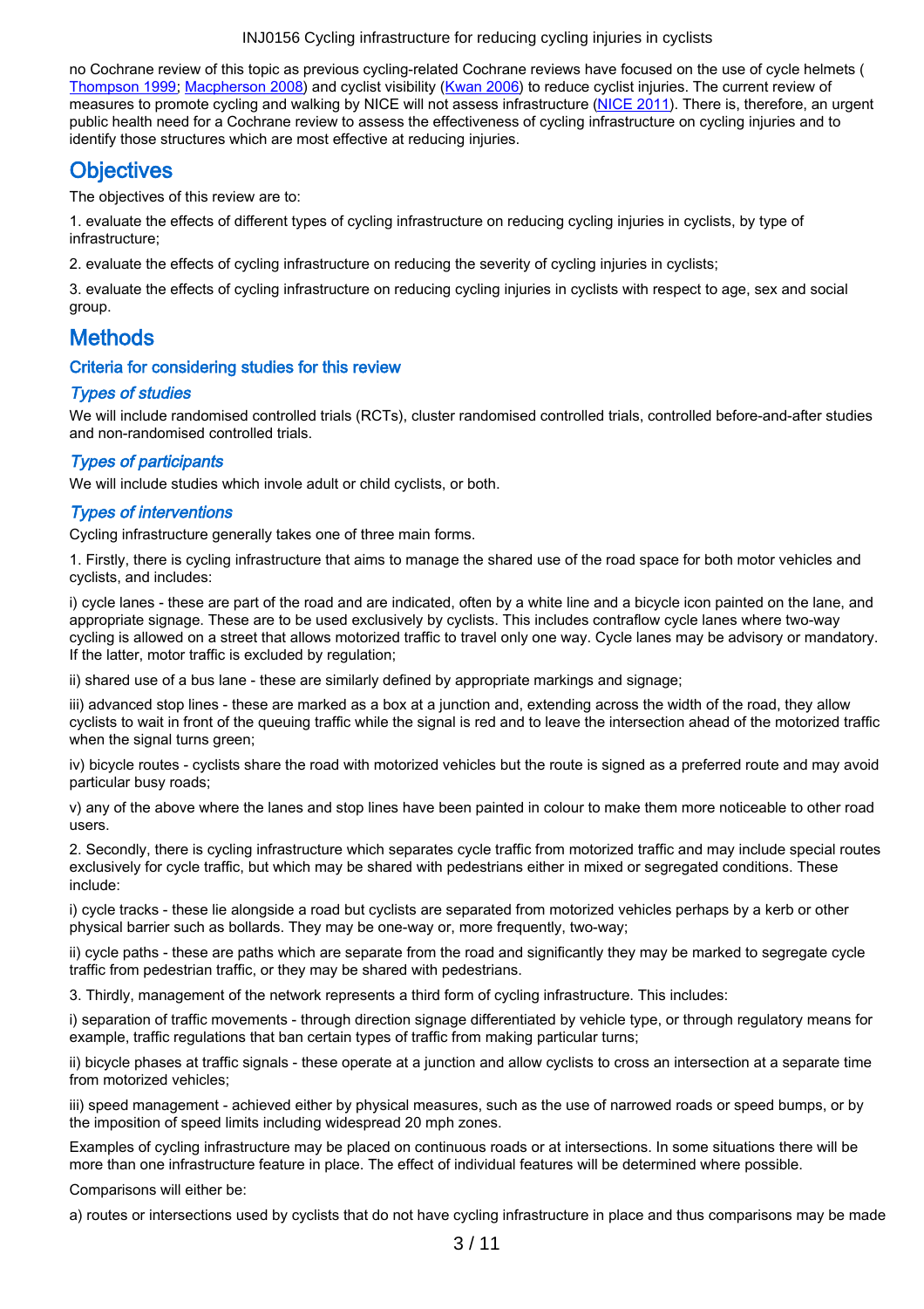no Cochrane review of this topic as previous cycling-related Cochrane reviews have focused on the use of cycle helmets ( Thompson 1999; Macpherson 2008) and cyclist visibility (Kwan 2006) to reduce cyclist injuries. The current review of measures to promote cycling and walking by NICE will not assess infrastructure (NICE 2011). There is, therefore, an urgent public health need for a Cochrane review to assess the effectiveness of cycling infrastructure on cycling injuries and to identify those structures which are most effective at reducing injuries.

# Objectives

The objectives of this review are to:

1. evaluate the effects of different types of cycling infrastructure on reducing cycling injuries in cyclists, by type of infrastructure;

2. evaluate the effects of cycling infrastructure on reducing the severity of cycling injuries in cyclists;

3. evaluate the effects of cycling infrastructure on reducing cycling injuries in cyclists with respect to age, sex and social group.

# Methods

## Criteria for considering studies for this review

### *Types of studies*

We will include randomised controlled trials (RCTs), cluster randomised controlled trials, controlled before-and-after studies and non-randomised controlled trials.

### *Types of participants*

We will include studies which invole adult or child cyclists, or both.

### *Types of interventions*

Cycling infrastructure generally takes one of three main forms.

1. Firstly, there is cycling infrastructure that aims to manage the shared use of the road space for both motor vehicles and cyclists, and includes:

i) cycle lanes - these are part of the road and are indicated, often by a white line and a bicycle icon painted on the lane, and appropriate signage. These are to be used exclusively by cyclists. This includes contraflow cycle lanes where two-way cycling is allowed on a street that allows motorized traffic to travel only one way. Cycle lanes may be advisory or mandatory. If the latter, motor traffic is excluded by regulation;

ii) shared use of a bus lane - these are similarly defined by appropriate markings and signage;

iii) advanced stop lines - these are marked as a box at a junction and, extending across the width of the road, they allow cyclists to wait in front of the queuing traffic while the signal is red and to leave the intersection ahead of the motorized traffic when the signal turns green;

iv) bicycle routes - cyclists share the road with motorized vehicles but the route is signed as a preferred route and may avoid particular busy roads;

v) any of the above where the lanes and stop lines have been painted in colour to make them more noticeable to other road users.

2. Secondly, there is cycling infrastructure which separates cycle traffic from motorized traffic and may include special routes exclusively for cycle traffic, but which may be shared with pedestrians either in mixed or segregated conditions. These include:

i) cycle tracks - these lie alongside a road but cyclists are separated from motorized vehicles perhaps by a kerb or other physical barrier such as bollards. They may be one-way or, more frequently, two-way;

ii) cycle paths - these are paths which are separate from the road and significantly they may be marked to segregate cycle traffic from pedestrian traffic, or they may be shared with pedestrians.

3. Thirdly, management of the network represents a third form of cycling infrastructure. This includes:

i) separation of traffic movements - through direction signage differentiated by vehicle type, or through regulatory means for example, traffic regulations that ban certain types of traffic from making particular turns;

ii) bicycle phases at traffic signals - these operate at a junction and allow cyclists to cross an intersection at a separate time from motorized vehicles;

iii) speed management - achieved either by physical measures, such as the use of narrowed roads or speed bumps, or by the imposition of speed limits including widespread 20 mph zones.

Examples of cycling infrastructure may be placed on continuous roads or at intersections. In some situations there will be more than one infrastructure feature in place. The effect of individual features will be determined where possible.

Comparisons will either be:

a) routes or intersections used by cyclists that do not have cycling infrastructure in place and thus comparisons may be made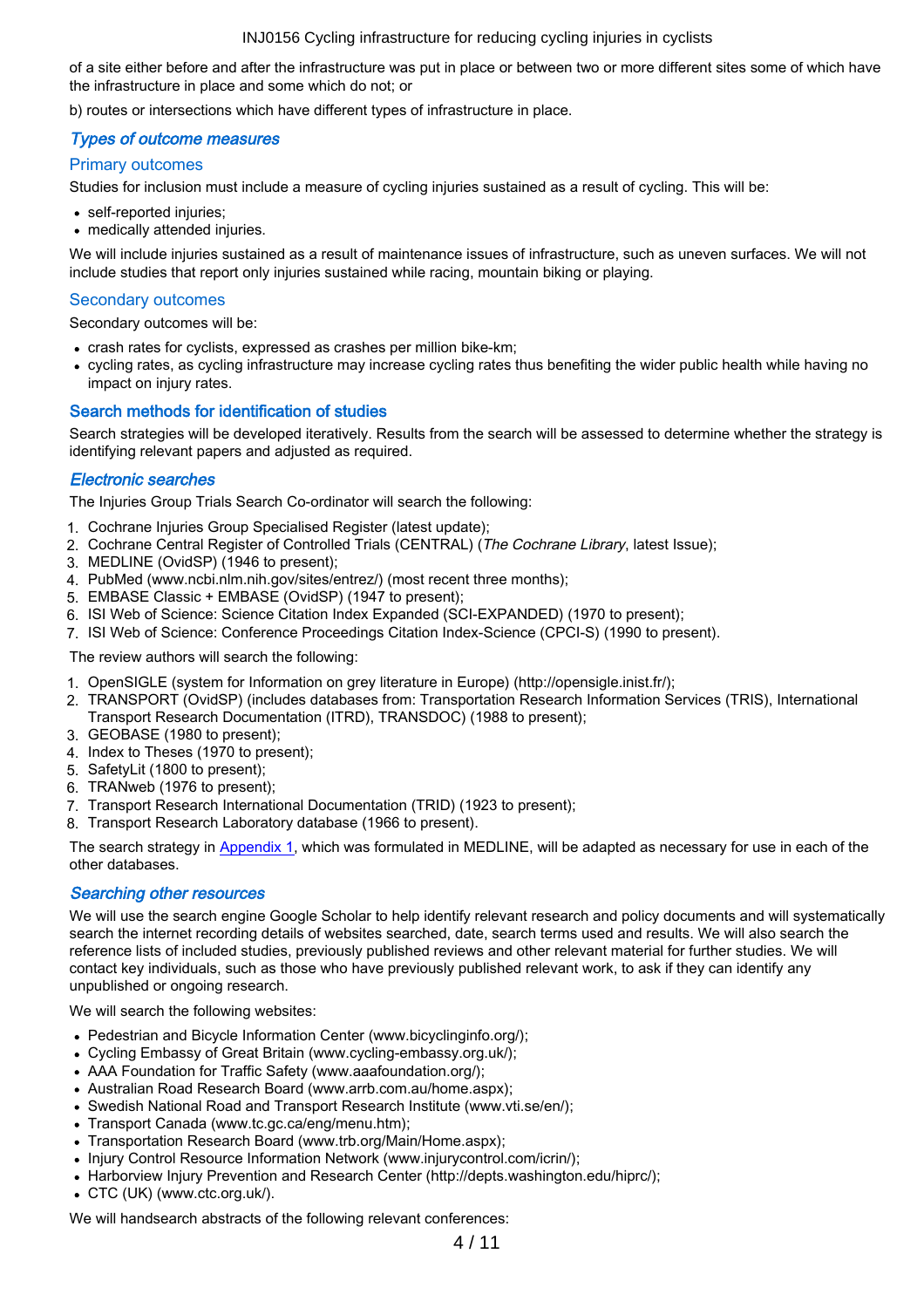of a site either before and after the infrastructure was put in place or between two or more different sites some of which have the infrastructure in place and some which do not; or

b) routes or intersections which have different types of infrastructure in place.

### *Types of outcome measures*

#### Primary outcomes

Studies for inclusion must include a measure of cycling injuries sustained as a result of cycling. This will be:

- self-reported injuries;
- medically attended injuries.

We will include injuries sustained as a result of maintenance issues of infrastructure, such as uneven surfaces. We will not include studies that report only injuries sustained while racing, mountain biking or playing.

#### Secondary outcomes

Secondary outcomes will be:

- crash rates for cyclists, expressed as crashes per million bike-km;
- cycling rates, as cycling infrastructure may increase cycling rates thus benefiting the wider public health while having no impact on injury rates.

## Search methods for identification of studies

Search strategies will be developed iteratively. Results from the search will be assessed to determine whether the strategy is identifying relevant papers and adjusted as required.

### *Electronic searches*

The Injuries Group Trials Search Co-ordinator will search the following:

1. Cochrane Injuries Group Specialised Register (latest update);
2. Cochrane Central Register of Controlled Trials (CENTRAL) (*The Cochrane Library*, latest Issue);
3. MEDLINE (OvidSP) (1946 to present);
4. PubMed (www.ncbi.nlm.nih.gov/sites/entrez/) (most recent three months);
5. EMBASE Classic + EMBASE (OvidSP) (1947 to present);
6. ISI Web of Science: Science Citation Index Expanded (SCI-EXPANDED) (1970 to present);
7. ISI Web of Science: Conference Proceedings Citation Index-Science (CPCI-S) (1990 to present).

The review authors will search the following:

1. OpenSIGLE (system for Information on grey literature in Europe) (http://opensigle.inist.fr/);
2. TRANSPORT (OvidSP) (includes databases from: Transportation Research Information Services (TRIS), International Transport Research Documentation (ITRD), TRANSDOC) (1988 to present);
3. GEOBASE (1980 to present);
4. Index to Theses (1970 to present);
5. SafetyLit (1800 to present);
6. TRANweb (1976 to present);
7. Transport Research International Documentation (TRID) (1923 to present);
8. Transport Research Laboratory database (1966 to present).

The search strategy in Appendix 1, which was formulated in MEDLINE, will be adapted as necessary for use in each of the other databases.

### *Searching other resources*

We will use the search engine Google Scholar to help identify relevant research and policy documents and will systematically search the internet recording details of websites searched, date, search terms used and results. We will also search the reference lists of included studies, previously published reviews and other relevant material for further studies. We will contact key individuals, such as those who have previously published relevant work, to ask if they can identify any unpublished or ongoing research.

We will search the following websites:

- Pedestrian and Bicycle Information Center (www.bicyclinginfo.org/);
- Cycling Embassy of Great Britain (www.cycling-embassy.org.uk/);
- AAA Foundation for Traffic Safety (www.aaafoundation.org/);
- Australian Road Research Board (www.arrb.com.au/home.aspx);
- Swedish National Road and Transport Research Institute (www.vti.se/en/);
- Transport Canada (www.tc.gc.ca/eng/menu.htm);
- Transportation Research Board (www.trb.org/Main/Home.aspx);
- Injury Control Resource Information Network (www.injurycontrol.com/icrin/);
- Harborview Injury Prevention and Research Center (http://depts.washington.edu/hiprc/);
- CTC (UK) (www.ctc.org.uk/).

We will handsearch abstracts of the following relevant conferences: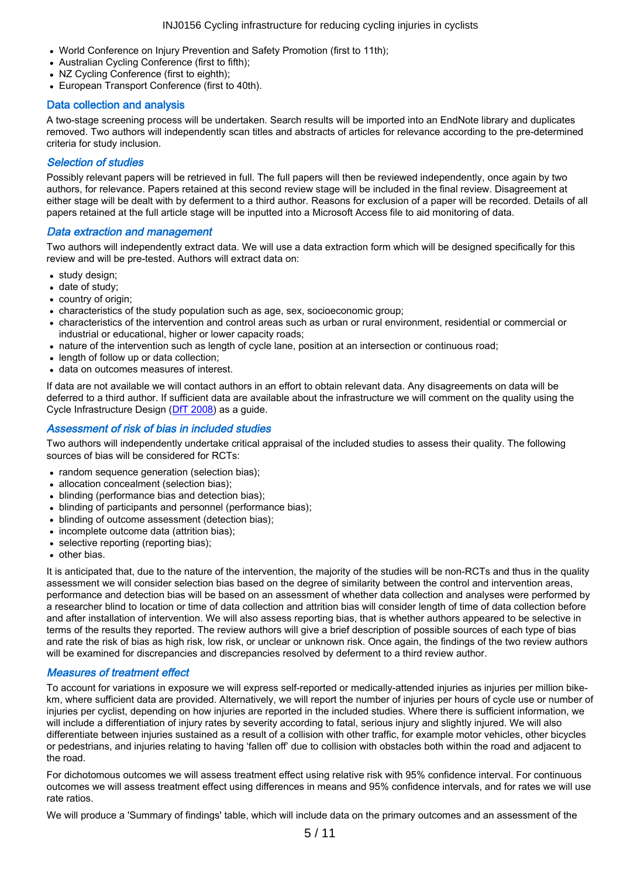- World Conference on Injury Prevention and Safety Promotion (first to 11th);
- Australian Cycling Conference (first to fifth);
- NZ Cycling Conference (first to eighth);
- European Transport Conference (first to 40th).

## Data collection and analysis

A two-stage screening process will be undertaken. Search results will be imported into an EndNote library and duplicates removed. Two authors will independently scan titles and abstracts of articles for relevance according to the pre-determined criteria for study inclusion.

### *Selection of studies*

Possibly relevant papers will be retrieved in full. The full papers will then be reviewed independently, once again by two authors, for relevance. Papers retained at this second review stage will be included in the final review. Disagreement at either stage will be dealt with by deferment to a third author. Reasons for exclusion of a paper will be recorded. Details of all papers retained at the full article stage will be inputted into a Microsoft Access file to aid monitoring of data.

### *Data extraction and management*

Two authors will independently extract data. We will use a data extraction form which will be designed specifically for this review and will be pre-tested. Authors will extract data on:

- study design;
- date of study;
- country of origin;
- characteristics of the study population such as age, sex, socioeconomic group;
- characteristics of the intervention and control areas such as urban or rural environment, residential or commercial or industrial or educational, higher or lower capacity roads;
- nature of the intervention such as length of cycle lane, position at an intersection or continuous road;
- length of follow up or data collection;
- data on outcomes measures of interest.

If data are not available we will contact authors in an effort to obtain relevant data. Any disagreements on data will be deferred to a third author. If sufficient data are available about the infrastructure we will comment on the quality using the Cycle Infrastructure Design (DfT 2008) as a guide.

### *Assessment of risk of bias in included studies*

Two authors will independently undertake critical appraisal of the included studies to assess their quality. The following sources of bias will be considered for RCTs:

- random sequence generation (selection bias);
- allocation concealment (selection bias);
- blinding (performance bias and detection bias);
- blinding of participants and personnel (performance bias);
- blinding of outcome assessment (detection bias);
- incomplete outcome data (attrition bias);
- selective reporting (reporting bias);
- other bias.

It is anticipated that, due to the nature of the intervention, the majority of the studies will be non-RCTs and thus in the quality assessment we will consider selection bias based on the degree of similarity between the control and intervention areas, performance and detection bias will be based on an assessment of whether data collection and analyses were performed by a researcher blind to location or time of data collection and attrition bias will consider length of time of data collection before and after installation of intervention. We will also assess reporting bias, that is whether authors appeared to be selective in terms of the results they reported. The review authors will give a brief description of possible sources of each type of bias and rate the risk of bias as high risk, low risk, or unclear or unknown risk. Once again, the findings of the two review authors will be examined for discrepancies and discrepancies resolved by deferment to a third review author.

### *Measures of treatment effect*

To account for variations in exposure we will express self-reported or medically-attended injuries as injuries per million bike-km, where sufficient data are provided. Alternatively, we will report the number of injuries per hours of cycle use or number of injuries per cyclist, depending on how injuries are reported in the included studies. Where there is sufficient information, we will include a differentiation of injury rates by severity according to fatal, serious injury and slightly injured. We will also differentiate between injuries sustained as a result of a collision with other traffic, for example motor vehicles, other bicycles or pedestrians, and injuries relating to having 'fallen off' due to collision with obstacles both within the road and adjacent to the road.

For dichotomous outcomes we will assess treatment effect using relative risk with 95% confidence interval. For continuous outcomes we will assess treatment effect using differences in means and 95% confidence intervals, and for rates we will use rate ratios.

We will produce a 'Summary of findings' table, which will include data on the primary outcomes and an assessment of the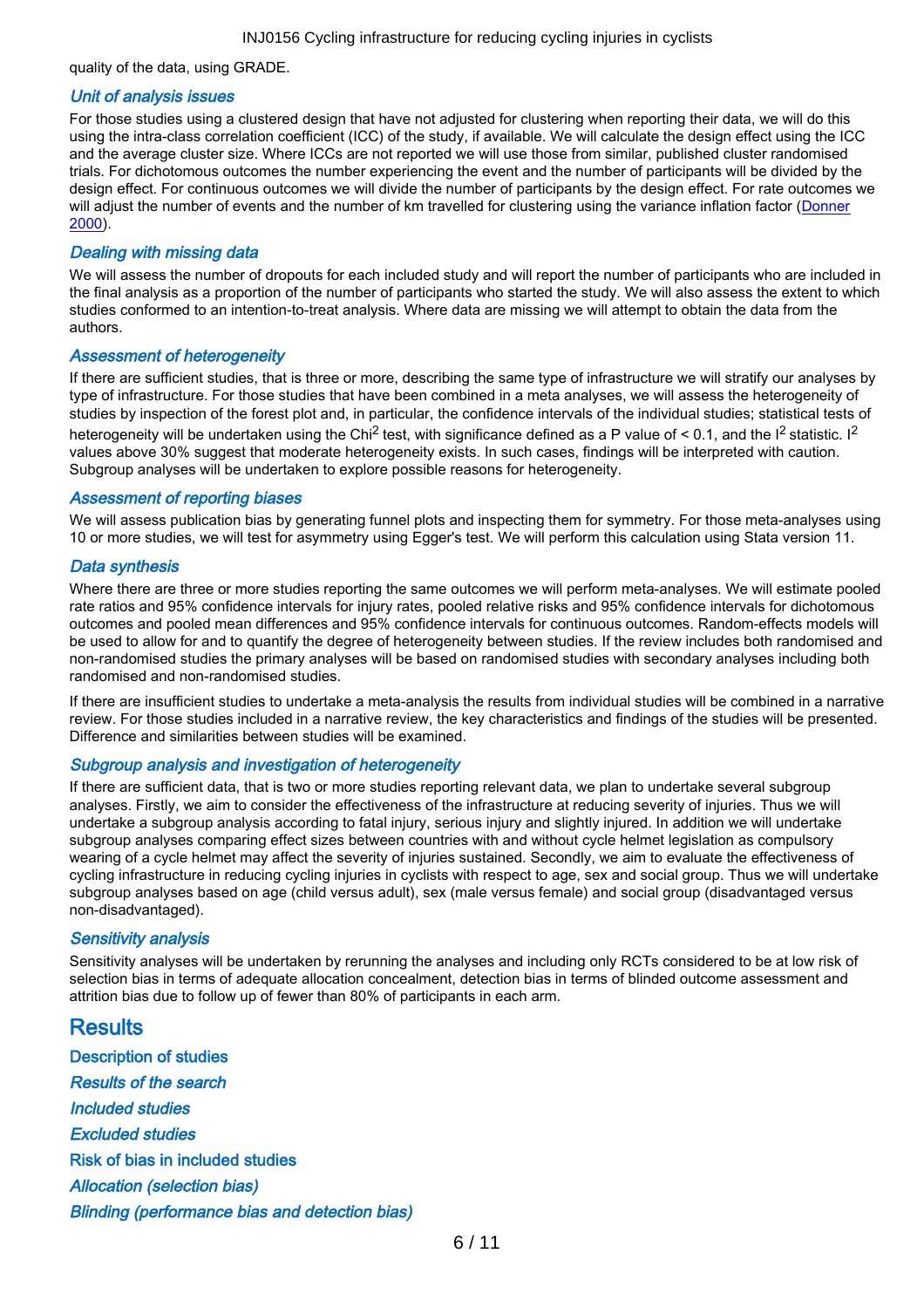quality of the data, using GRADE.

### *Unit of analysis issues*

For those studies using a clustered design that have not adjusted for clustering when reporting their data, we will do this using the intra-class correlation coefficient (ICC) of the study, if available. We will calculate the design effect using the ICC and the average cluster size. Where ICCs are not reported we will use those from similar, published cluster randomised trials. For dichotomous outcomes the number experiencing the event and the number of participants will be divided by the design effect. For continuous outcomes we will divide the number of participants by the design effect. For rate outcomes we will adjust the number of events and the number of km travelled for clustering using the variance inflation factor (Donner 2000).

### *Dealing with missing data*

We will assess the number of dropouts for each included study and will report the number of participants who are included in the final analysis as a proportion of the number of participants who started the study. We will also assess the extent to which studies conformed to an intention-to-treat analysis. Where data are missing we will attempt to obtain the data from the authors.

### *Assessment of heterogeneity*

If there are sufficient studies, that is three or more, describing the same type of infrastructure we will stratify our analyses by type of infrastructure. For those studies that have been combined in a meta analyses, we will assess the heterogeneity of studies by inspection of the forest plot and, in particular, the confidence intervals of the individual studies; statistical tests of heterogeneity will be undertaken using the $Chi^2$ test, with significance defined as a P value of < 0.1, and the $I^2$ statistic. $I^2$ values above 30% suggest that moderate heterogeneity exists. In such cases, findings will be interpreted with caution. Subgroup analyses will be undertaken to explore possible reasons for heterogeneity.

### *Assessment of reporting biases*

We will assess publication bias by generating funnel plots and inspecting them for symmetry. For those meta-analyses using 10 or more studies, we will test for asymmetry using Egger's test. We will perform this calculation using Stata version 11.

### *Data synthesis*

Where there are three or more studies reporting the same outcomes we will perform meta-analyses. We will estimate pooled rate ratios and 95% confidence intervals for injury rates, pooled relative risks and 95% confidence intervals for dichotomous outcomes and pooled mean differences and 95% confidence intervals for continuous outcomes. Random-effects models will be used to allow for and to quantify the degree of heterogeneity between studies. If the review includes both randomised and non-randomised studies the primary analyses will be based on randomised studies with secondary analyses including both randomised and non-randomised studies.

If there are insufficient studies to undertake a meta-analysis the results from individual studies will be combined in a narrative review. For those studies included in a narrative review, the key characteristics and findings of the studies will be presented. Difference and similarities between studies will be examined.

### *Subgroup analysis and investigation of heterogeneity*

If there are sufficient data, that is two or more studies reporting relevant data, we plan to undertake several subgroup analyses. Firstly, we aim to consider the effectiveness of the infrastructure at reducing severity of injuries. Thus we will undertake a subgroup analysis according to fatal injury, serious injury and slightly injured. In addition we will undertake subgroup analyses comparing effect sizes between countries with and without cycle helmet legislation as compulsory wearing of a cycle helmet may affect the severity of injuries sustained. Secondly, we aim to evaluate the effectiveness of cycling infrastructure in reducing cycling injuries in cyclists with respect to age, sex and social group. Thus we will undertake subgroup analyses based on age (child versus adult), sex (male versus female) and social group (disadvantaged versus non-disadvantaged).

### *Sensitivity analysis*

Sensitivity analyses will be undertaken by rerunning the analyses and including only RCTs considered to be at low risk of selection bias in terms of adequate allocation concealment, detection bias in terms of blinded outcome assessment and attrition bias due to follow up of fewer than 80% of participants in each arm.

# Results

## Description of studies

### *Results of the search*

### *Included studies*

### *Excluded studies*

## Risk of bias in included studies

### *Allocation (selection bias)*

### *Blinding (performance bias and detection bias)*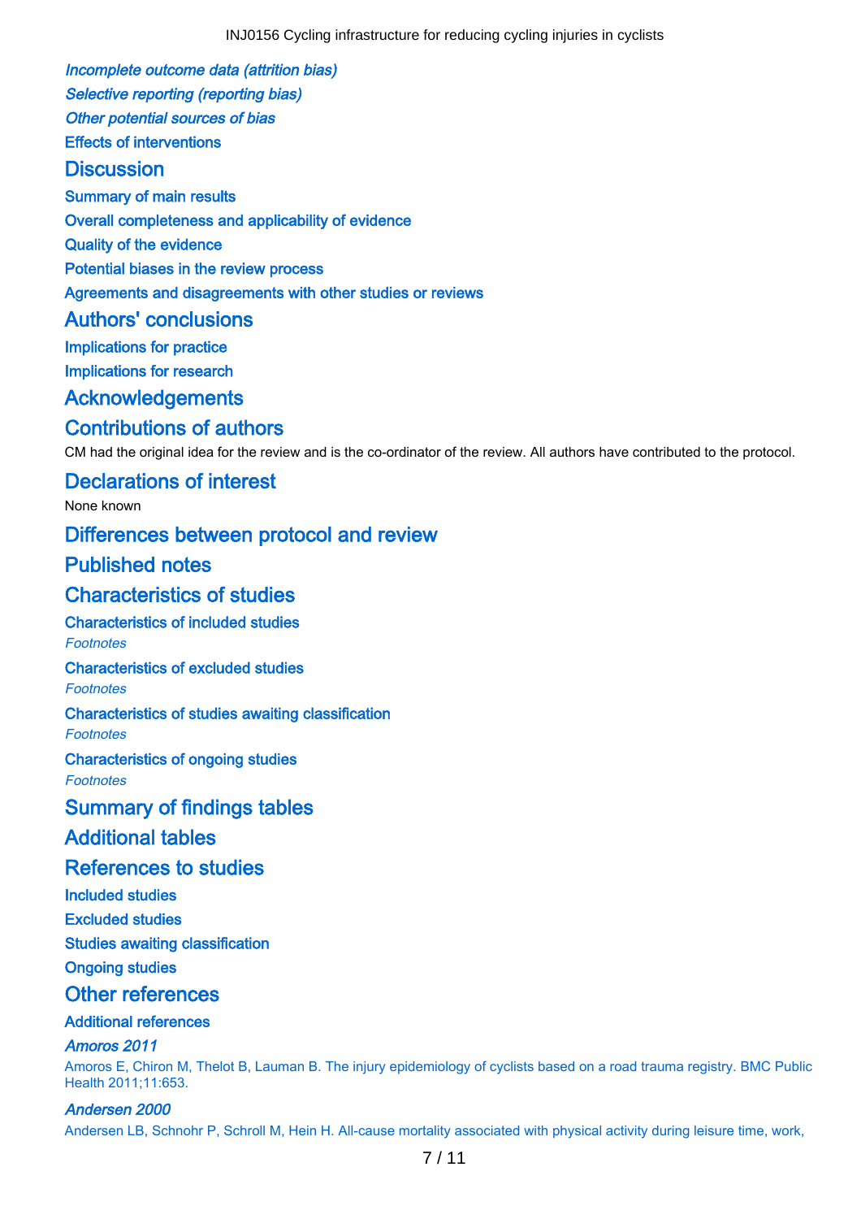#### *Incomplete outcome data (attrition bias)*

#### *Selective reporting (reporting bias)*

#### *Other potential sources of bias*

### Effects of interventions

## Discussion

### Summary of main results

### Overall completeness and applicability of evidence

### Quality of the evidence

### Potential biases in the review process

### Agreements and disagreements with other studies or reviews

## Authors' conclusions

### Implications for practice

### Implications for research

## Acknowledgements

## Contributions of authors

CM had the original idea for the review and is the co-ordinator of the review. All authors have contributed to the protocol.

## Declarations of interest

None known

## Differences between protocol and review

## Published notes

## Characteristics of studies

### Characteristics of included studies

*Footnotes*

### Characteristics of excluded studies

*Footnotes*

### Characteristics of studies awaiting classification

*Footnotes*

### Characteristics of ongoing studies

*Footnotes*

## Summary of findings tables

## Additional tables

## References to studies

### Included studies

### Excluded studies

### Studies awaiting classification

### Ongoing studies

## Other references

### Additional references

#### *Amoros 2011*

Amoros E, Chiron M, Thelot B, Lauman B. The injury epidemiology of cyclists based on a road trauma registry. BMC Public Health 2011;11:653.

#### *Andersen 2000*

Andersen LB, Schnohr P, Schroll M, Hein H. All-cause mortality associated with physical activity during leisure time, work,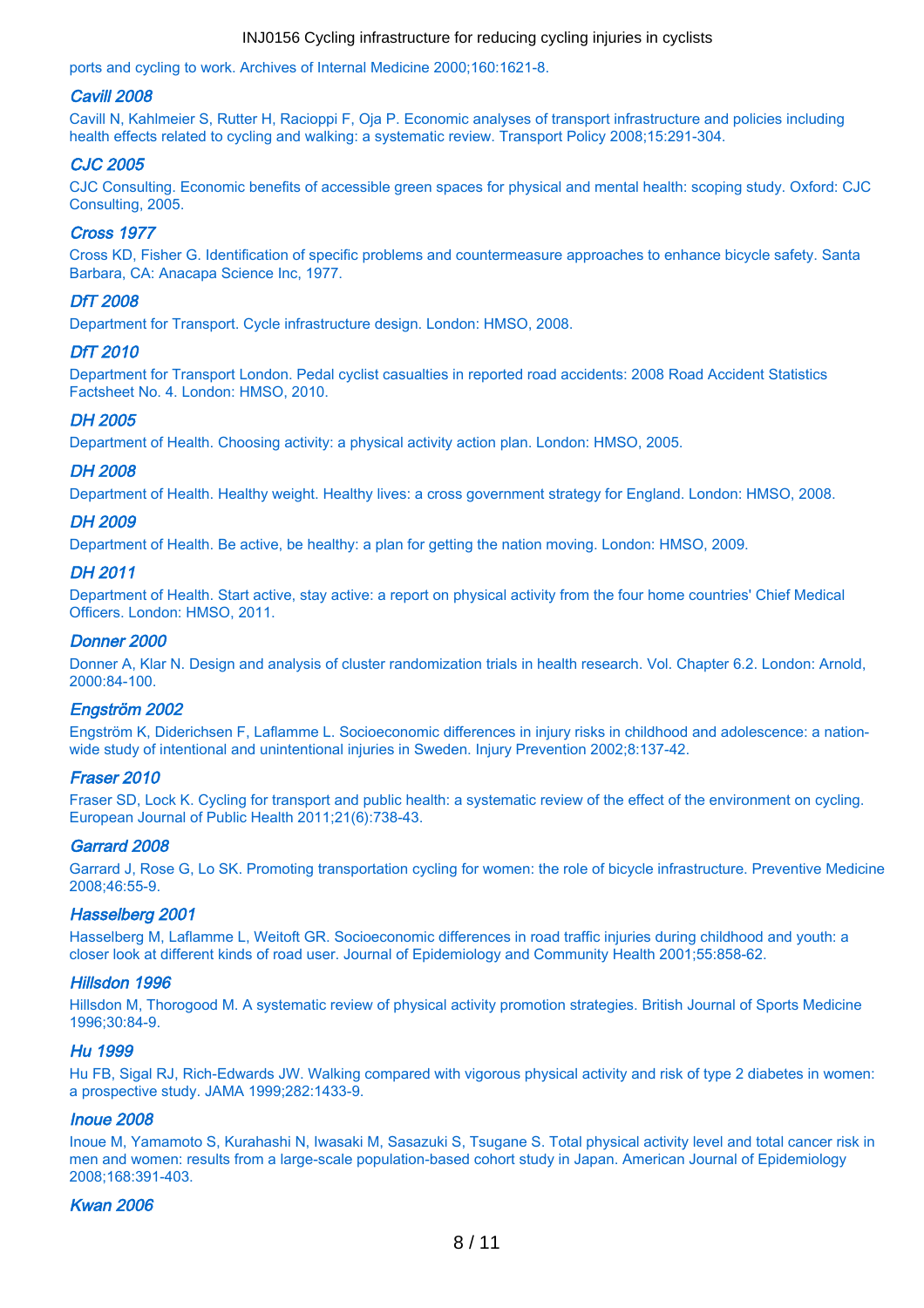ports and cycling to work. Archives of Internal Medicine 2000;160:1621-8.

***Cavill 2008***

Cavill N, Kahlmeier S, Rutter H, Racioppi F, Oja P. Economic analyses of transport infrastructure and policies including health effects related to cycling and walking: a systematic review. Transport Policy 2008;15:291-304.

***CJC 2005***

CJC Consulting. Economic benefits of accessible green spaces for physical and mental health: scoping study. Oxford: CJC Consulting, 2005.

***Cross 1977***

Cross KD, Fisher G. Identification of specific problems and countermeasure approaches to enhance bicycle safety. Santa Barbara, CA: Anacapa Science Inc, 1977.

***DfT 2008***

Department for Transport. Cycle infrastructure design. London: HMSO, 2008.

***DfT 2010***

Department for Transport London. Pedal cyclist casualties in reported road accidents: 2008 Road Accident Statistics Factsheet No. 4. London: HMSO, 2010.

***DH 2005***

Department of Health. Choosing activity: a physical activity action plan. London: HMSO, 2005.

***DH 2008***

Department of Health. Healthy weight. Healthy lives: a cross government strategy for England. London: HMSO, 2008.

***DH 2009***

Department of Health. Be active, be healthy: a plan for getting the nation moving. London: HMSO, 2009.

***DH 2011***

Department of Health. Start active, stay active: a report on physical activity from the four home countries' Chief Medical Officers. London: HMSO, 2011.

***Donner 2000***

Donner A, Klar N. Design and analysis of cluster randomization trials in health research. Vol. Chapter 6.2. London: Arnold, 2000:84-100.

***Engström 2002***

Engström K, Diderichsen F, Laflamme L. Socioeconomic differences in injury risks in childhood and adolescence: a nation-wide study of intentional and unintentional injuries in Sweden. Injury Prevention 2002;8:137-42.

***Fraser 2010***

Fraser SD, Lock K. Cycling for transport and public health: a systematic review of the effect of the environment on cycling. European Journal of Public Health 2011;21(6):738-43.

***Garrard 2008***

Garrard J, Rose G, Lo SK. Promoting transportation cycling for women: the role of bicycle infrastructure. Preventive Medicine 2008;46:55-9.

***Hasselberg 2001***

Hasselberg M, Laflamme L, Weitoft GR. Socioeconomic differences in road traffic injuries during childhood and youth: a closer look at different kinds of road user. Journal of Epidemiology and Community Health 2001;55:858-62.

***Hillsdon 1996***

Hillsdon M, Thorogood M. A systematic review of physical activity promotion strategies. British Journal of Sports Medicine 1996;30:84-9.

***Hu 1999***

Hu FB, Sigal RJ, Rich-Edwards JW. Walking compared with vigorous physical activity and risk of type 2 diabetes in women: a prospective study. JAMA 1999;282:1433-9.

***Inoue 2008***

Inoue M, Yamamoto S, Kurahashi N, Iwasaki M, Sasazuki S, Tsugane S. Total physical activity level and total cancer risk in men and women: results from a large-scale population-based cohort study in Japan. American Journal of Epidemiology 2008;168:391-403.

***Kwan 2006***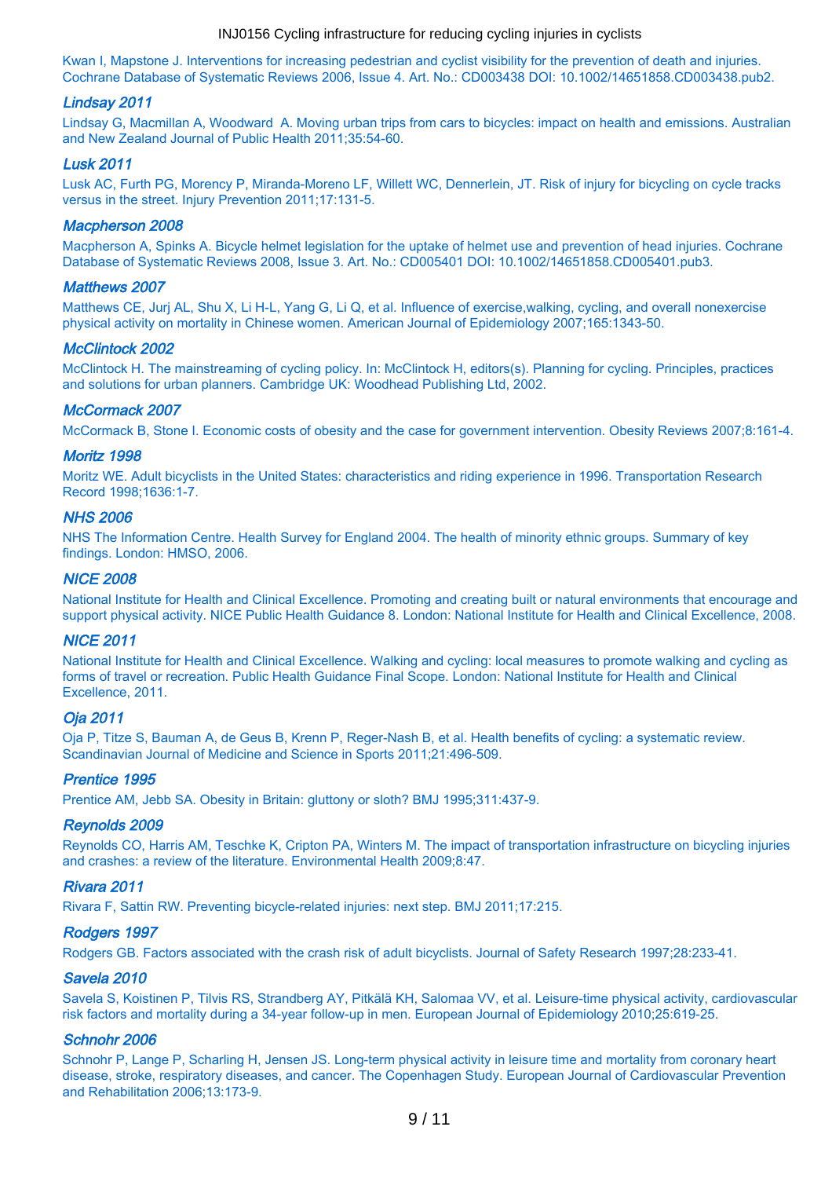Kwan I, Mapstone J. Interventions for increasing pedestrian and cyclist visibility for the prevention of death and injuries. Cochrane Database of Systematic Reviews 2006, Issue 4. Art. No.: CD003438 DOI: 10.1002/14651858.CD003438.pub2.

***Lindsay 2011***

Lindsay G, Macmillan A, Woodward A. Moving urban trips from cars to bicycles: impact on health and emissions. Australian and New Zealand Journal of Public Health 2011;35:54-60.

***Lusk 2011***

Lusk AC, Furth PG, Morency P, Miranda-Moreno LF, Willett WC, Dennerlein, JT. Risk of injury for bicycling on cycle tracks versus in the street. Injury Prevention 2011;17:131-5.

***Macpherson 2008***

Macpherson A, Spinks A. Bicycle helmet legislation for the uptake of helmet use and prevention of head injuries. Cochrane Database of Systematic Reviews 2008, Issue 3. Art. No.: CD005401 DOI: 10.1002/14651858.CD005401.pub3.

***Matthews 2007***

Matthews CE, Jurj AL, Shu X, Li H-L, Yang G, Li Q, et al. Influence of exercise,walking, cycling, and overall nonexercise physical activity on mortality in Chinese women. American Journal of Epidemiology 2007;165:1343-50.

***McClintock 2002***

McClintock H. The mainstreaming of cycling policy. In: McClintock H, editors(s). Planning for cycling. Principles, practices and solutions for urban planners. Cambridge UK: Woodhead Publishing Ltd, 2002.

***McCormack 2007***

McCormack B, Stone I. Economic costs of obesity and the case for government intervention. Obesity Reviews 2007;8:161-4.

***Moritz 1998***

Moritz WE. Adult bicyclists in the United States: characteristics and riding experience in 1996. Transportation Research Record 1998;1636:1-7.

***NHS 2006***

NHS The Information Centre. Health Survey for England 2004. The health of minority ethnic groups. Summary of key findings. London: HMSO, 2006.

***NICE 2008***

National Institute for Health and Clinical Excellence. Promoting and creating built or natural environments that encourage and support physical activity. NICE Public Health Guidance 8. London: National Institute for Health and Clinical Excellence, 2008.

***NICE 2011***

National Institute for Health and Clinical Excellence. Walking and cycling: local measures to promote walking and cycling as forms of travel or recreation. Public Health Guidance Final Scope. London: National Institute for Health and Clinical Excellence, 2011.

***Oja 2011***

Oja P, Titze S, Bauman A, de Geus B, Krenn P, Reger-Nash B, et al. Health benefits of cycling: a systematic review. Scandinavian Journal of Medicine and Science in Sports 2011;21:496-509.

***Prentice 1995***

Prentice AM, Jebb SA. Obesity in Britain: gluttony or sloth? BMJ 1995;311:437-9.

***Reynolds 2009***

Reynolds CO, Harris AM, Teschke K, Cripton PA, Winters M. The impact of transportation infrastructure on bicycling injuries and crashes: a review of the literature. Environmental Health 2009;8:47.

***Rivara 2011***

Rivara F, Sattin RW. Preventing bicycle-related injuries: next step. BMJ 2011;17:215.

***Rodgers 1997***

Rodgers GB. Factors associated with the crash risk of adult bicyclists. Journal of Safety Research 1997;28:233-41.

***Savela 2010***

Savela S, Koistinen P, Tilvis RS, Strandberg AY, Pitkälä KH, Salomaa VV, et al. Leisure-time physical activity, cardiovascular risk factors and mortality during a 34-year follow-up in men. European Journal of Epidemiology 2010;25:619-25.

***Schnohr 2006***

Schnohr P, Lange P, Scharling H, Jensen JS. Long-term physical activity in leisure time and mortality from coronary heart disease, stroke, respiratory diseases, and cancer. The Copenhagen Study. European Journal of Cardiovascular Prevention and Rehabilitation 2006;13:173-9.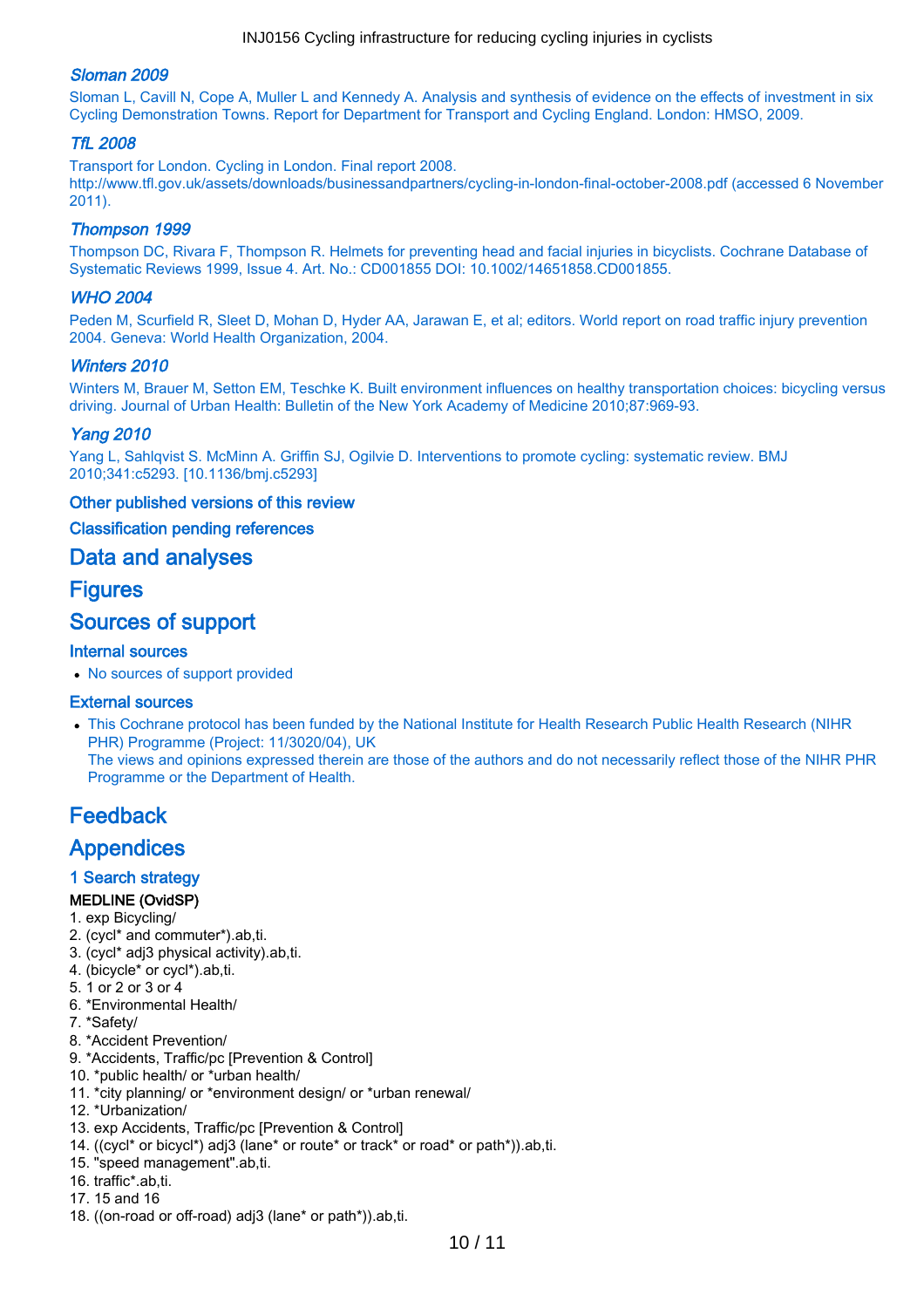### *Sloman 2009*

Sloman L, Cavill N, Cope A, Muller L and Kennedy A. Analysis and synthesis of evidence on the effects of investment in six Cycling Demonstration Towns. Report for Department for Transport and Cycling England. London: HMSO, 2009.

### *TfL 2008*

Transport for London. Cycling in London. Final report 2008. http://www.tfl.gov.uk/assets/downloads/businessandpartners/cycling-in-london-final-october-2008.pdf (accessed 6 November 2011).

### *Thompson 1999*

Thompson DC, Rivara F, Thompson R. Helmets for preventing head and facial injuries in bicyclists. Cochrane Database of Systematic Reviews 1999, Issue 4. Art. No.: CD001855 DOI: 10.1002/14651858.CD001855.

### *WHO 2004*

Peden M, Scurfield R, Sleet D, Mohan D, Hyder AA, Jarawan E, et al; editors. World report on road traffic injury prevention 2004. Geneva: World Health Organization, 2004.

### *Winters 2010*

Winters M, Brauer M, Setton EM, Teschke K. Built environment influences on healthy transportation choices: bicycling versus driving. Journal of Urban Health: Bulletin of the New York Academy of Medicine 2010;87:969-93.

### *Yang 2010*

Yang L, Sahlqvist S. McMinn A. Griffin SJ, Ogilvie D. Interventions to promote cycling: systematic review. BMJ 2010;341:c5293. [10.1136/bmj.c5293]

### Other published versions of this review

### Classification pending references

## Data and analyses

## Figures

## Sources of support

### Internal sources

- No sources of support provided

### External sources

- This Cochrane protocol has been funded by the National Institute for Health Research Public Health Research (NIHR PHR) Programme (Project: 11/3020/04), UK
  The views and opinions expressed therein are those of the authors and do not necessarily reflect those of the NIHR PHR Programme or the Department of Health.

## Feedback

## Appendices

### 1 Search strategy

**MEDLINE (OvidSP)**

1. exp Bicycling/
2. (cycl* and commuter*).ab,ti.
3. (cycl* adj3 physical activity).ab,ti.
4. (bicycle* or cycl*).ab,ti.
5. 1 or 2 or 3 or 4
6. *Environmental Health/
7. *Safety/
8. *Accident Prevention/
9. *Accidents, Traffic/pc [Prevention & Control]
10. *public health/ or *urban health/
11. *city planning/ or *environment design/ or *urban renewal/
12. *Urbanization/
13. exp Accidents, Traffic/pc [Prevention & Control]
14. ((cycl* or bicycl*) adj3 (lane* or route* or track* or road* or path*)).ab,ti.
15. "speed management".ab,ti.
16. traffic*.ab,ti.
17. 15 and 16
18. ((on-road or off-road) adj3 (lane* or path*)).ab,ti.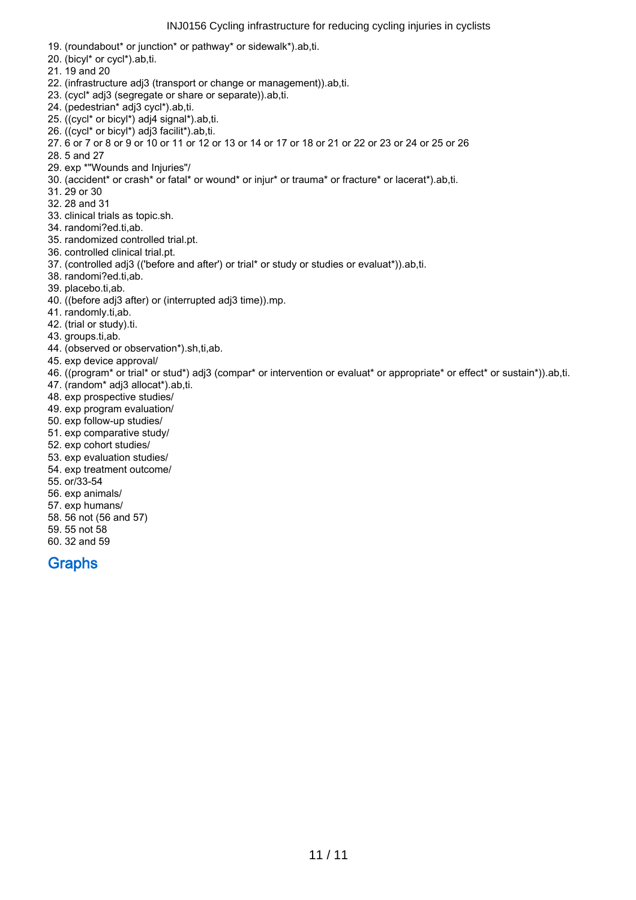19. (roundabout* or junction* or pathway* or sidewalk*).ab,ti.
20. (bicyl* or cycl*).ab,ti.
21. 19 and 20
22. (infrastructure adj3 (transport or change or management)).ab,ti.
23. (cycl* adj3 (segregate or share or separate)).ab,ti.
24. (pedestrian* adj3 cycl*).ab,ti.
25. ((cycl* or bicyl*) adj4 signal*).ab,ti.
26. ((cycl* or bicyl*) adj3 facilit*).ab,ti.
27. 6 or 7 or 8 or 9 or 10 or 11 or 12 or 13 or 14 or 17 or 18 or 21 or 22 or 23 or 24 or 25 or 26
28. 5 and 27
29. exp *"Wounds and Injuries"/
30. (accident* or crash* or fatal* or wound* or injur* or trauma* or fracture* or lacerat*).ab,ti.
31. 29 or 30
32. 28 and 31
33. clinical trials as topic.sh.
34. randomi?ed.ti,ab.
35. randomized controlled trial.pt.
36. controlled clinical trial.pt.
37. (controlled adj3 (('before and after') or trial* or study or studies or evaluat*)).ab,ti.
38. randomi?ed.ti,ab.
39. placebo.ti,ab.
40. ((before adj3 after) or (interrupted adj3 time)).mp.
41. randomly.ti,ab.
42. (trial or study).ti.
43. groups.ti,ab.
44. (observed or observation*).sh,ti,ab.
45. exp device approval/
46. ((program* or trial* or stud*) adj3 (compar* or intervention or evaluat* or appropriate* or effect* or sustain*)).ab,ti.
47. (random* adj3 allocat*).ab,ti.
48. exp prospective studies/
49. exp program evaluation/
50. exp follow-up studies/
51. exp comparative study/
52. exp cohort studies/
53. exp evaluation studies/
54. exp treatment outcome/
55. or/33-54
56. exp animals/
57. exp humans/
58. 56 not (56 and 57)
59. 55 not 58
60. 32 and 59

## Graphs